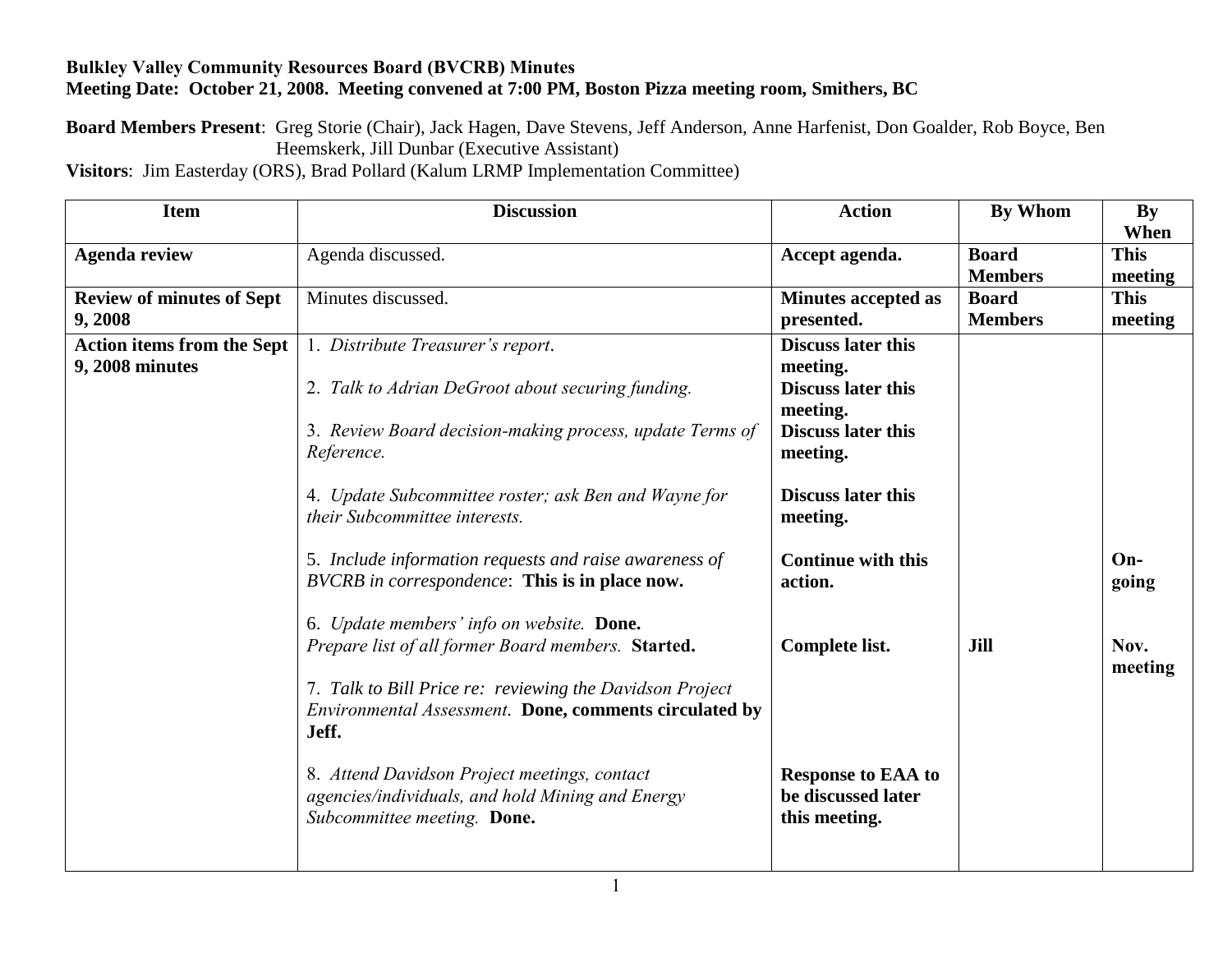**Bulkley Valley Community Resources Board (BVCRB) Minutes**
**Meeting Date: October 21, 2008. Meeting convened at 7:00 PM, Boston Pizza meeting room, Smithers, BC**

**Board Members Present**: Greg Storie (Chair), Jack Hagen, Dave Stevens, Jeff Anderson, Anne Harfenist, Don Goalder, Rob Boyce, Ben Heemskerk, Jill Dunbar (Executive Assistant)
**Visitors**: Jim Easterday (ORS), Brad Pollard (Kalum LRMP Implementation Committee)

| Item | Discussion | Action | By Whom | By When |
|---|---|---|---|---|
| **Agenda review** | Agenda discussed. | **Accept agenda.** | **Board Members** | **This meeting** |
| **Review of minutes of Sept 9, 2008** | Minutes discussed. | **Minutes accepted as presented.** | **Board Members** | **This meeting** |
| **Action items from the Sept 9, 2008 minutes** | 1. *Distribute Treasurer's report*. | **Discuss later this meeting.** | | |
| | 2. *Talk to Adrian DeGroot about securing funding.* | **Discuss later this meeting.** | | |
| | 3. *Review Board decision-making process, update Terms of Reference.* | **Discuss later this meeting.** | | |
| | 4. *Update Subcommittee roster; ask Ben and Wayne for their Subcommittee interests.* | **Discuss later this meeting.** | | |
| | 5. *Include information requests and raise awareness of BVCRB in correspondence*: **This is in place now.** | **Continue with this action.** | | **On-going** |
| | 6. *Update members' info on website.* **Done.** *Prepare list of all former Board members.* **Started.** | **Complete list.** | **Jill** | **Nov. meeting** |
| | 7. *Talk to Bill Price re: reviewing the Davidson Project Environmental Assessment*. **Done, comments circulated by Jeff.** | | | |
| | 8. *Attend Davidson Project meetings, contact agencies/individuals, and hold Mining and Energy Subcommittee meeting.* **Done.** | **Response to EAA to be discussed later this meeting.** | | |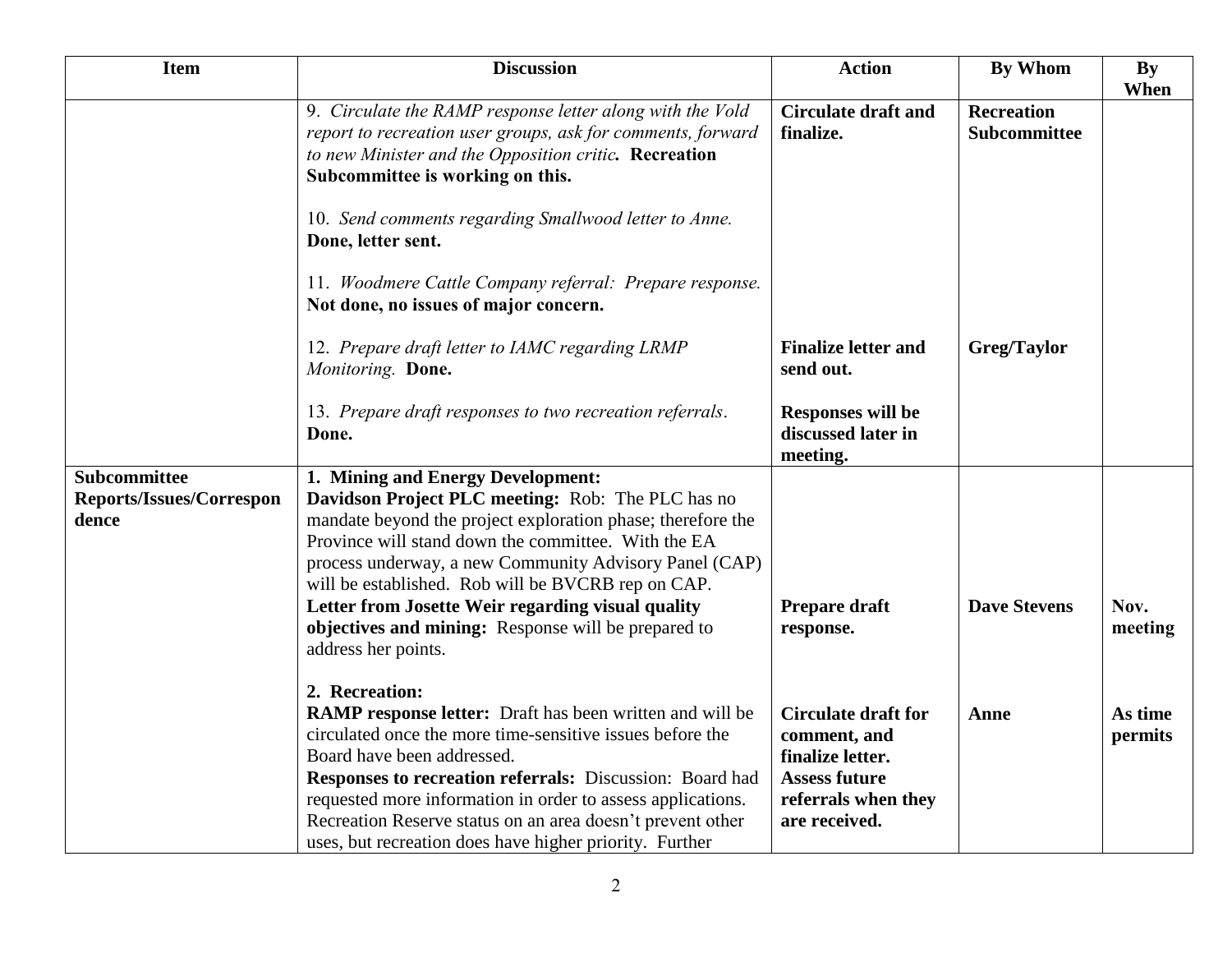| Item | Discussion | Action | By Whom | By When |
|---|---|---|---|---|
| | 9. *Circulate the RAMP response letter along with the Vold report to recreation user groups, ask for comments, forward to new Minister and the Opposition critic.* **Recreation Subcommittee is working on this.**<br><br>10. *Send comments regarding Smallwood letter to Anne.* **Done, letter sent.**<br><br>11. *Woodmere Cattle Company referral: Prepare response.* **Not done, no issues of major concern.**<br><br>12. *Prepare draft letter to IAMC regarding LRMP Monitoring.* **Done.**<br><br>13. *Prepare draft responses to two recreation referrals*. **Done.** | **Circulate draft and finalize.**<br><br>**Finalize letter and send out.**<br><br>**Responses will be discussed later in meeting.** | **Recreation Subcommittee**<br><br>**Greg/Taylor** | |
| **Subcommittee Reports/Issues/Correspondence** | **1. Mining and Energy Development:**<br>**Davidson Project PLC meeting:** Rob: The PLC has no mandate beyond the project exploration phase; therefore the Province will stand down the committee. With the EA process underway, a new Community Advisory Panel (CAP) will be established. Rob will be BVCRB rep on CAP.<br>**Letter from Josette Weir regarding visual quality objectives and mining:** Response will be prepared to address her points.<br><br>**2. Recreation:**<br>**RAMP response letter:** Draft has been written and will be circulated once the more time-sensitive issues before the Board have been addressed.<br>**Responses to recreation referrals:** Discussion: Board had requested more information in order to assess applications. Recreation Reserve status on an area doesn't prevent other uses, but recreation does have higher priority. Further | **Prepare draft response.**<br><br>**Circulate draft for comment, and finalize letter.**<br>**Assess future referrals when they are received.** | **Dave Stevens**<br><br>**Anne** | **Nov. meeting**<br><br>**As time permits** |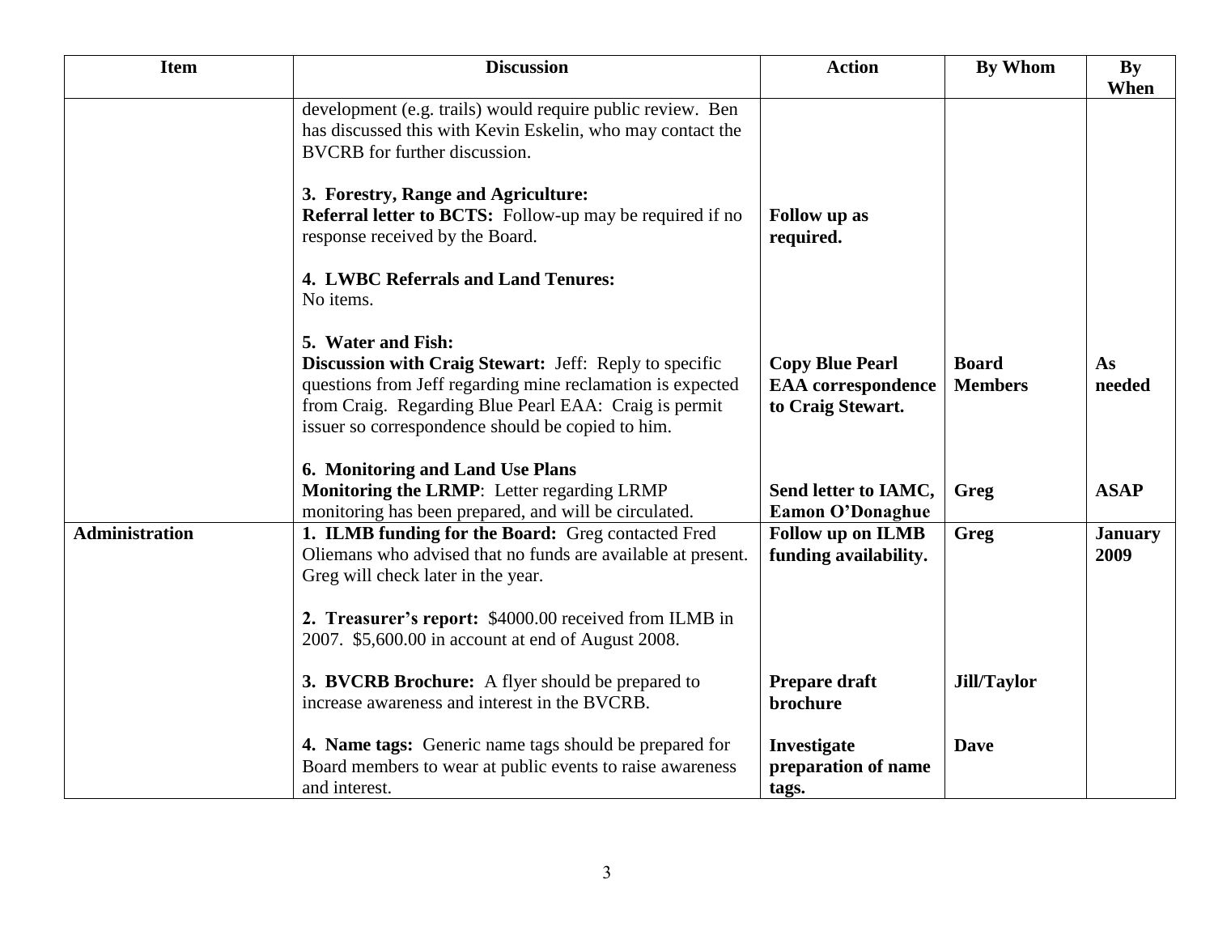| Item | Discussion | Action | By Whom | By When |
|---|---|---|---|---|
| | development (e.g. trails) would require public review. Ben has discussed this with Kevin Eskelin, who may contact the BVCRB for further discussion. | | | |
| | **3. Forestry, Range and Agriculture:** **Referral letter to BCTS:** Follow-up may be required if no response received by the Board. | **Follow up as required.** | | |
| | **4. LWBC Referrals and Land Tenures:** No items. | | | |
| | **5. Water and Fish:** **Discussion with Craig Stewart:** Jeff: Reply to specific questions from Jeff regarding mine reclamation is expected from Craig. Regarding Blue Pearl EAA: Craig is permit issuer so correspondence should be copied to him. | **Copy Blue Pearl EAA correspondence to Craig Stewart.** | **Board Members** | **As needed** |
| | **6. Monitoring and Land Use Plans** **Monitoring the LRMP**: Letter regarding LRMP monitoring has been prepared, and will be circulated. | **Send letter to IAMC, Eamon O'Donaghue** | **Greg** | **ASAP** |
| **Administration** | **1. ILMB funding for the Board:** Greg contacted Fred Oliemans who advised that no funds are available at present. Greg will check later in the year. | **Follow up on ILMB funding availability.** | **Greg** | **January 2009** |
| | **2. Treasurer's report:** \$4000.00 received from ILMB in 2007. \$5,600.00 in account at end of August 2008. | | | |
| | **3. BVCRB Brochure:** A flyer should be prepared to increase awareness and interest in the BVCRB. | **Prepare draft brochure** | **Jill/Taylor** | |
| | **4. Name tags:** Generic name tags should be prepared for Board members to wear at public events to raise awareness and interest. | **Investigate preparation of name tags.** | **Dave** | |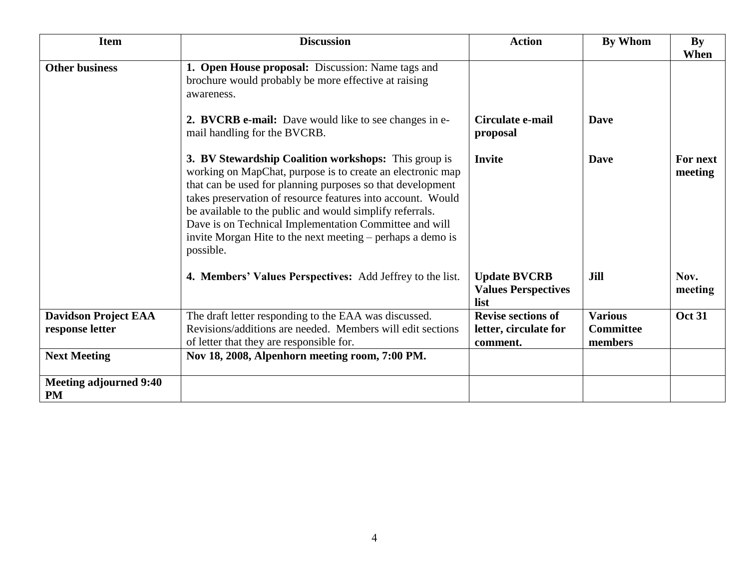| Item | Discussion | Action | By Whom | By When |
|---|---|---|---|---|
| **Other business** | **1. Open House proposal:** Discussion: Name tags and brochure would probably be more effective at raising awareness. | | | |
| | **2. BVCRB e-mail:** Dave would like to see changes in e-mail handling for the BVCRB. | **Circulate e-mail proposal** | **Dave** | |
| | **3. BV Stewardship Coalition workshops:** This group is working on MapChat, purpose is to create an electronic map that can be used for planning purposes so that development takes preservation of resource features into account. Would be available to the public and would simplify referrals. Dave is on Technical Implementation Committee and will invite Morgan Hite to the next meeting – perhaps a demo is possible. | **Invite** | **Dave** | **For next meeting** |
| | **4. Members' Values Perspectives:** Add Jeffrey to the list. | **Update BVCRB Values Perspectives list** | **Jill** | **Nov. meeting** |
| **Davidson Project EAA response letter** | The draft letter responding to the EAA was discussed. Revisions/additions are needed. Members will edit sections of letter that they are responsible for. | **Revise sections of letter, circulate for comment.** | **Various Committee members** | **Oct 31** |
| **Next Meeting** | **Nov 18, 2008, Alpenhorn meeting room, 7:00 PM.** | | | |
| **Meeting adjourned 9:40 PM** | | | | |